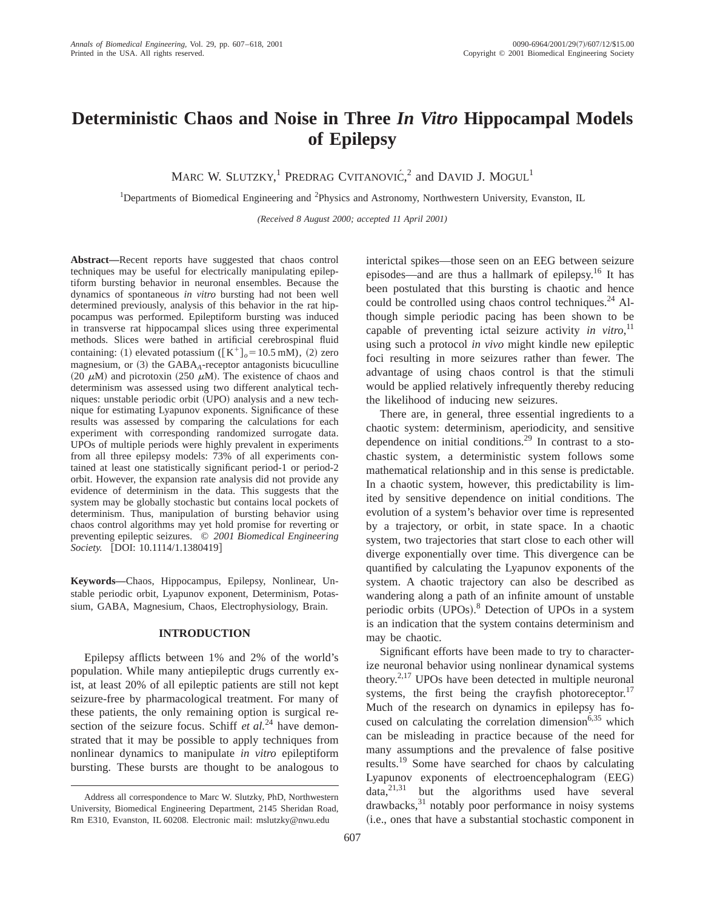# Deterministic Chaos and Noise in Three *In Vitro* Hippocampal Models of Epilepsy

Marc W. Slutzky,[1] Predrag Cvitanović,[2] and David J. Mogul[1]

[1]Departments of Biomedical Engineering and [2]Physics and Astronomy, Northwestern University, Evanston, IL

*(Received 8 August 2000; accepted 11 April 2001)*

**Abstract—**Recent reports have suggested that chaos control techniques may be useful for electrically manipulating epileptiform bursting behavior in neuronal ensembles. Because the dynamics of spontaneous *in vitro* bursting had not been well determined previously, analysis of this behavior in the rat hippocampus was performed. Epileptiform bursting was induced in transverse rat hippocampal slices using three experimental methods. Slices were bathed in artificial cerebrospinal fluid containing: (1) elevated potassium ($[K^+]_o = 10.5$ mM), (2) zero magnesium, or (3) the $GABA_A$-receptor antagonists bicuculline (20 $\mu$M) and picrotoxin (250 $\mu$M). The existence of chaos and determinism was assessed using two different analytical techniques: unstable periodic orbit (UPO) analysis and a new technique for estimating Lyapunov exponents. Significance of these results was assessed by comparing the calculations for each experiment with corresponding randomized surrogate data. UPOs of multiple periods were highly prevalent in experiments from all three epilepsy models: 73% of all experiments contained at least one statistically significant period-1 or period-2 orbit. However, the expansion rate analysis did not provide any evidence of determinism in the data. This suggests that the system may be globally stochastic but contains local pockets of determinism. Thus, manipulation of bursting behavior using chaos control algorithms may yet hold promise for reverting or preventing epileptic seizures. © *2001 Biomedical Engineering Society.* [DOI: 10.1114/1.1380419]

**Keywords—**Chaos, Hippocampus, Epilepsy, Nonlinear, Unstable periodic orbit, Lyapunov exponent, Determinism, Potassium, GABA, Magnesium, Chaos, Electrophysiology, Brain.

## INTRODUCTION

Epilepsy afflicts between 1% and 2% of the world's population. While many antiepileptic drugs currently exist, at least 20% of all epileptic patients are still not kept seizure-free by pharmacological treatment. For many of these patients, the only remaining option is surgical resection of the seizure focus. Schiff *et al.*[24] have demonstrated that it may be possible to apply techniques from nonlinear dynamics to manipulate *in vitro* epileptiform bursting. These bursts are thought to be analogous to interictal spikes—those seen on an EEG between seizure episodes—and are thus a hallmark of epilepsy.[16] It has been postulated that this bursting is chaotic and hence could be controlled using chaos control techniques.[24] Although simple periodic pacing has been shown to be capable of preventing ictal seizure activity *in vitro*,[11] using such a protocol *in vivo* might kindle new epileptic foci resulting in more seizures rather than fewer. The advantage of using chaos control is that the stimuli would be applied relatively infrequently thereby reducing the likelihood of inducing new seizures.

There are, in general, three essential ingredients to a chaotic system: determinism, aperiodicity, and sensitive dependence on initial conditions.[29] In contrast to a stochastic system, a deterministic system follows some mathematical relationship and in this sense is predictable. In a chaotic system, however, this predictability is limited by sensitive dependence on initial conditions. The evolution of a system's behavior over time is represented by a trajectory, or orbit, in state space. In a chaotic system, two trajectories that start close to each other will diverge exponentially over time. This divergence can be quantified by calculating the Lyapunov exponents of the system. A chaotic trajectory can also be described as wandering along a path of an infinite amount of unstable periodic orbits (UPOs).[8] Detection of UPOs in a system is an indication that the system contains determinism and may be chaotic.

Significant efforts have been made to try to characterize neuronal behavior using nonlinear dynamical systems theory.[2,17] UPOs have been detected in multiple neuronal systems, the first being the crayfish photoreceptor.[17] Much of the research on dynamics in epilepsy has focused on calculating the correlation dimension[6,35] which can be misleading in practice because of the need for many assumptions and the prevalence of false positive results.[19] Some have searched for chaos by calculating Lyapunov exponents of electroencephalogram (EEG) data,[21,31] but the algorithms used have several drawbacks,[31] notably poor performance in noisy systems (i.e., ones that have a substantial stochastic component in

Address all correspondence to Marc W. Slutzky, PhD, Northwestern University, Biomedical Engineering Department, 2145 Sheridan Road, Rm E310, Evanston, IL 60208. Electronic mail: mslutzky@nwu.edu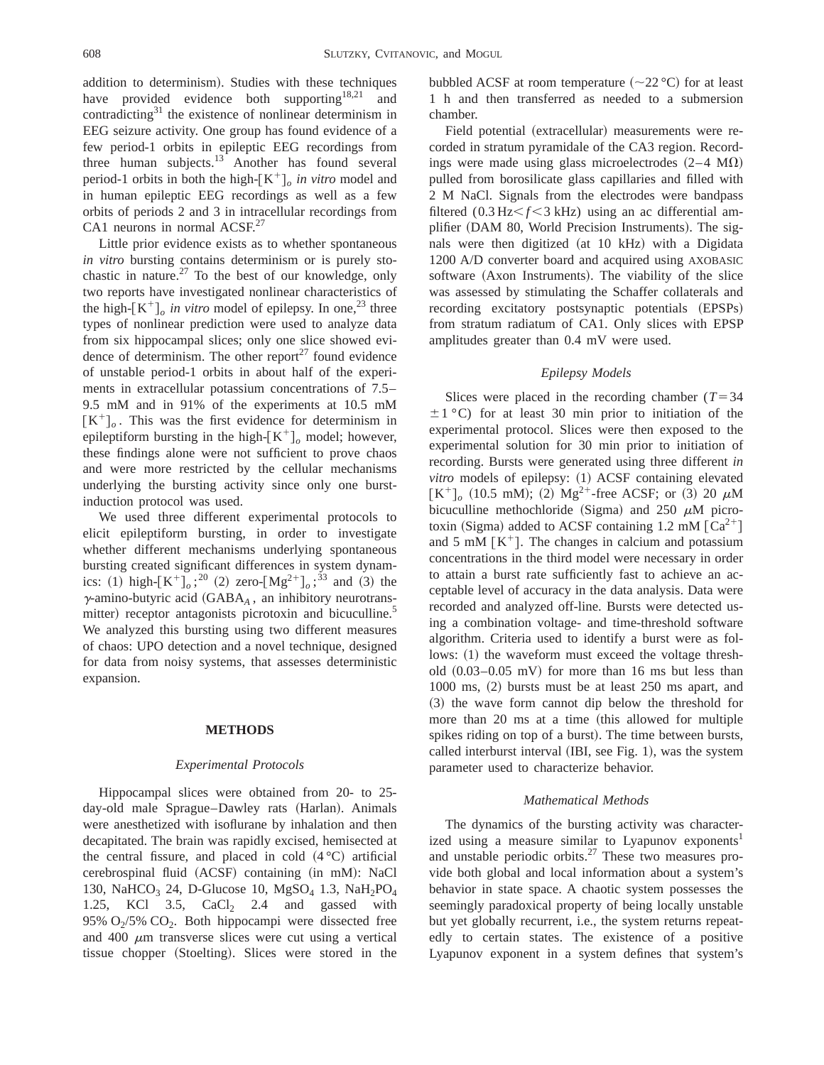addition to determinism). Studies with these techniques have provided evidence both supporting[18,21] and contradicting[31] the existence of nonlinear determinism in EEG seizure activity. One group has found evidence of a few period-1 orbits in epileptic EEG recordings from three human subjects.[13] Another has found several period-1 orbits in both the high-$[K^+]_o$ *in vitro* model and in human epileptic EEG recordings as well as a few orbits of periods 2 and 3 in intracellular recordings from CA1 neurons in normal ACSF.[27]

Little prior evidence exists as to whether spontaneous *in vitro* bursting contains determinism or is purely stochastic in nature.[27] To the best of our knowledge, only two reports have investigated nonlinear characteristics of the high-$[K^+]_o$ *in vitro* model of epilepsy. In one,[23] three types of nonlinear prediction were used to analyze data from six hippocampal slices; only one slice showed evidence of determinism. The other report[27] found evidence of unstable period-1 orbits in about half of the experiments in extracellular potassium concentrations of 7.5–9.5 mM and in 91% of the experiments at 10.5 mM $[K^+]_o$. This was the first evidence for determinism in epileptiform bursting in the high-$[K^+]_o$ model; however, these findings alone were not sufficient to prove chaos and were more restricted by the cellular mechanisms underlying the bursting activity since only one burst-induction protocol was used.

We used three different experimental protocols to elicit epileptiform bursting, in order to investigate whether different mechanisms underlying spontaneous bursting created significant differences in system dynamics: (1) high-$[K^+]_o$;[20] (2) zero-$[Mg^{2+}]_o$;[33] and (3) the $\gamma$-amino-butyric acid ($GABA_A$, an inhibitory neurotransmitter) receptor antagonists picrotoxin and bicuculline.[5] We analyzed this bursting using two different measures of chaos: UPO detection and a novel technique, designed for data from noisy systems, that assesses deterministic expansion.

## METHODS

### *Experimental Protocols*

Hippocampal slices were obtained from 20- to 25-day-old male Sprague–Dawley rats (Harlan). Animals were anesthetized with isoflurane by inhalation and then decapitated. The brain was rapidly excised, hemisected at the central fissure, and placed in cold (4 °C) artificial cerebrospinal fluid (ACSF) containing (in mM): NaCl 130, $NaHCO_3$ 24, D-Glucose 10, $MgSO_4$ 1.3, $NaH_2PO_4$ 1.25, KCl 3.5, $CaCl_2$ 2.4 and gassed with 95% $O_2$/5% $CO_2$. Both hippocampi were dissected free and 400 $\mu$m transverse slices were cut using a vertical tissue chopper (Stoelting). Slices were stored in the bubbled ACSF at room temperature (~22 °C) for at least 1 h and then transferred as needed to a submersion chamber.

Field potential (extracellular) measurements were recorded in stratum pyramidale of the CA3 region. Recordings were made using glass microelectrodes (2–4 M$\Omega$) pulled from borosilicate glass capillaries and filled with 2 M NaCl. Signals from the electrodes were bandpass filtered ($0.3\,\text{Hz} < f < 3\,\text{kHz}$) using an ac differential amplifier (DAM 80, World Precision Instruments). The signals were then digitized (at 10 kHz) with a Digidata 1200 A/D converter board and acquired using AXOBASIC software (Axon Instruments). The viability of the slice was assessed by stimulating the Schaffer collaterals and recording excitatory postsynaptic potentials (EPSPs) from stratum radiatum of CA1. Only slices with EPSP amplitudes greater than 0.4 mV were used.

### *Epilepsy Models*

Slices were placed in the recording chamber ($T = 34 \pm 1$ °C) for at least 30 min prior to initiation of the experimental protocol. Slices were then exposed to the experimental solution for 30 min prior to initiation of recording. Bursts were generated using three different *in vitro* models of epilepsy: (1) ACSF containing elevated $[K^+]_o$ (10.5 mM); (2) $Mg^{2+}$-free ACSF; or (3) 20 $\mu$M bicuculline methochloride (Sigma) and 250 $\mu$M picrotoxin (Sigma) added to ACSF containing 1.2 mM $[Ca^{2+}]$ and 5 mM $[K^+]$. The changes in calcium and potassium concentrations in the third model were necessary in order to attain a burst rate sufficiently fast to achieve an acceptable level of accuracy in the data analysis. Data were recorded and analyzed off-line. Bursts were detected using a combination voltage- and time-threshold software algorithm. Criteria used to identify a burst were as follows: (1) the waveform must exceed the voltage threshold (0.03–0.05 mV) for more than 16 ms but less than 1000 ms, (2) bursts must be at least 250 ms apart, and (3) the wave form cannot dip below the threshold for more than 20 ms at a time (this allowed for multiple spikes riding on top of a burst). The time between bursts, called interburst interval (IBI, see Fig. 1), was the system parameter used to characterize behavior.

### *Mathematical Methods*

The dynamics of the bursting activity was characterized using a measure similar to Lyapunov exponents[1] and unstable periodic orbits.[27] These two measures provide both global and local information about a system's behavior in state space. A chaotic system possesses the seemingly paradoxical property of being locally unstable but yet globally recurrent, i.e., the system returns repeatedly to certain states. The existence of a positive Lyapunov exponent in a system defines that system's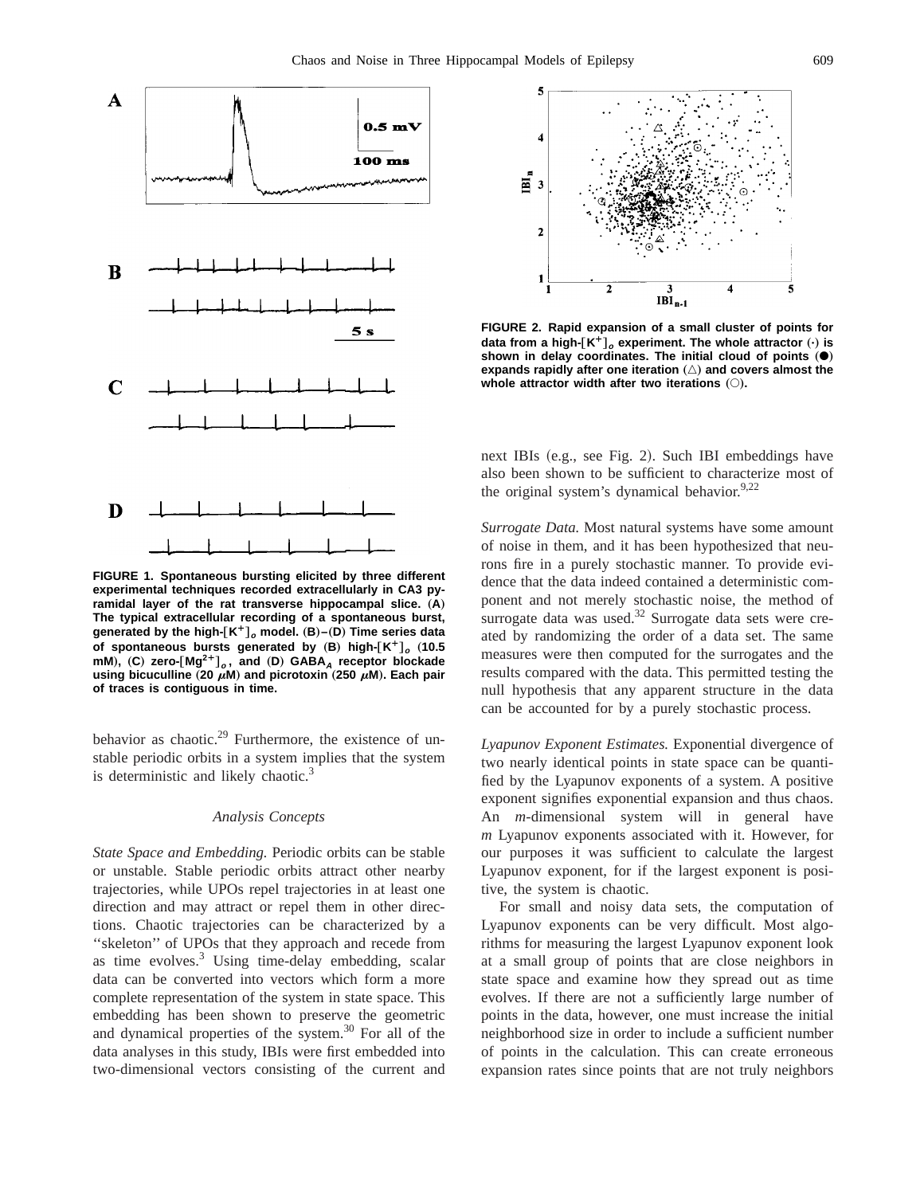FIGURE 1. Spontaneous bursting elicited by three different experimental techniques recorded extracellularly in CA3 pyramidal layer of the rat transverse hippocampal slice. (A) The typical extracellular recording of a spontaneous burst, generated by the high-$[K^+]_o$ model. (B)–(D) Time series data of spontaneous bursts generated by (B) high-$[K^+]_o$ (10.5 mM), (C) zero-$[Mg^{2+}]_o$, and (D) $GABA_A$ receptor blockade using bicuculline (20 $\mu$M) and picrotoxin (250 $\mu$M). Each pair of traces is contiguous in time.

FIGURE 2. Rapid expansion of a small cluster of points for data from a high-$[K^+]_o$ experiment. The whole attractor (·) is shown in delay coordinates. The initial cloud of points (●) expands rapidly after one iteration (△) and covers almost the whole attractor width after two iterations (○).

behavior as chaotic.[29] Furthermore, the existence of unstable periodic orbits in a system implies that the system is deterministic and likely chaotic.[3]

### Analysis Concepts

*State Space and Embedding.* Periodic orbits can be stable or unstable. Stable periodic orbits attract other nearby trajectories, while UPOs repel trajectories in at least one direction and may attract or repel them in other directions. Chaotic trajectories can be characterized by a ''skeleton'' of UPOs that they approach and recede from as time evolves.[3] Using time-delay embedding, scalar data can be converted into vectors which form a more complete representation of the system in state space. This embedding has been shown to preserve the geometric and dynamical properties of the system.[30] For all of the data analyses in this study, IBIs were first embedded into two-dimensional vectors consisting of the current and next IBIs (e.g., see Fig. 2). Such IBI embeddings have also been shown to be sufficient to characterize most of the original system's dynamical behavior.[9,22]

*Surrogate Data.* Most natural systems have some amount of noise in them, and it has been hypothesized that neurons fire in a purely stochastic manner. To provide evidence that the data indeed contained a deterministic component and not merely stochastic noise, the method of surrogate data was used.[32] Surrogate data sets were created by randomizing the order of a data set. The same measures were then computed for the surrogates and the results compared with the data. This permitted testing the null hypothesis that any apparent structure in the data can be accounted for by a purely stochastic process.

*Lyapunov Exponent Estimates.* Exponential divergence of two nearly identical points in state space can be quantified by the Lyapunov exponents of a system. A positive exponent signifies exponential expansion and thus chaos. An *m*-dimensional system will in general have *m* Lyapunov exponents associated with it. However, for our purposes it was sufficient to calculate the largest Lyapunov exponent, for if the largest exponent is positive, the system is chaotic.

For small and noisy data sets, the computation of Lyapunov exponents can be very difficult. Most algorithms for measuring the largest Lyapunov exponent look at a small group of points that are close neighbors in state space and examine how they spread out as time evolves. If there are not a sufficiently large number of points in the data, however, one must increase the initial neighborhood size in order to include a sufficient number of points in the calculation. This can create erroneous expansion rates since points that are not truly neighbors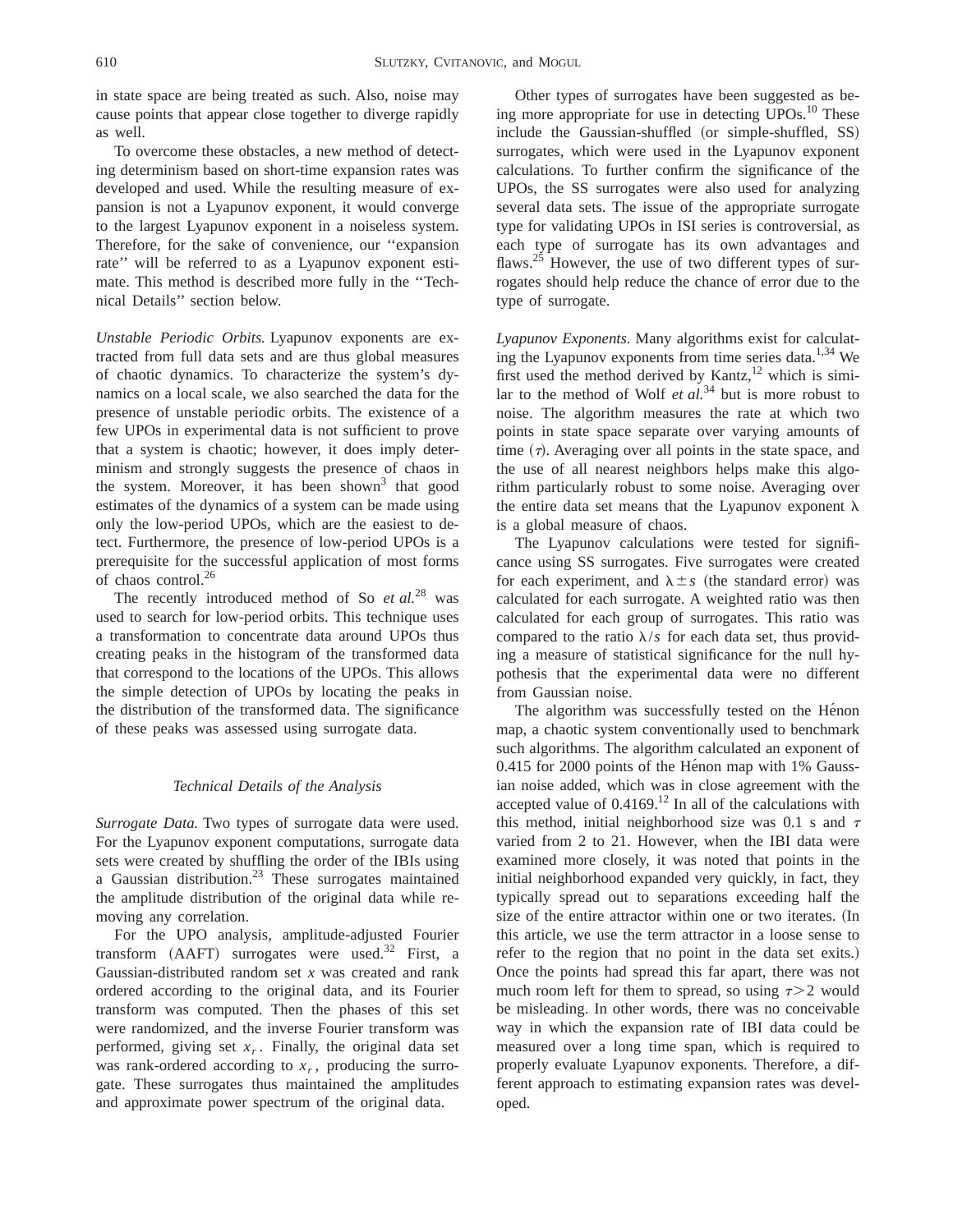in state space are being treated as such. Also, noise may cause points that appear close together to diverge rapidly as well.

To overcome these obstacles, a new method of detecting determinism based on short-time expansion rates was developed and used. While the resulting measure of expansion is not a Lyapunov exponent, it would converge to the largest Lyapunov exponent in a noiseless system. Therefore, for the sake of convenience, our ''expansion rate'' will be referred to as a Lyapunov exponent estimate. This method is described more fully in the ''Technical Details'' section below.

*Unstable Periodic Orbits.* Lyapunov exponents are extracted from full data sets and are thus global measures of chaotic dynamics. To characterize the system's dynamics on a local scale, we also searched the data for the presence of unstable periodic orbits. The existence of a few UPOs in experimental data is not sufficient to prove that a system is chaotic; however, it does imply determinism and strongly suggests the presence of chaos in the system. Moreover, it has been shown[3] that good estimates of the dynamics of a system can be made using only the low-period UPOs, which are the easiest to detect. Furthermore, the presence of low-period UPOs is a prerequisite for the successful application of most forms of chaos control.[26]

The recently introduced method of So *et al.*[28] was used to search for low-period orbits. This technique uses a transformation to concentrate data around UPOs thus creating peaks in the histogram of the transformed data that correspond to the locations of the UPOs. This allows the simple detection of UPOs by locating the peaks in the distribution of the transformed data. The significance of these peaks was assessed using surrogate data.

### *Technical Details of the Analysis*

*Surrogate Data.* Two types of surrogate data were used. For the Lyapunov exponent computations, surrogate data sets were created by shuffling the order of the IBIs using a Gaussian distribution.[23] These surrogates maintained the amplitude distribution of the original data while removing any correlation.

For the UPO analysis, amplitude-adjusted Fourier transform (AAFT) surrogates were used.[32] First, a Gaussian-distributed random set $x$ was created and rank ordered according to the original data, and its Fourier transform was computed. Then the phases of this set were randomized, and the inverse Fourier transform was performed, giving set $x_r$. Finally, the original data set was rank-ordered according to $x_r$, producing the surrogate. These surrogates thus maintained the amplitudes and approximate power spectrum of the original data.

Other types of surrogates have been suggested as being more appropriate for use in detecting UPOs.[10] These include the Gaussian-shuffled (or simple-shuffled, SS) surrogates, which were used in the Lyapunov exponent calculations. To further confirm the significance of the UPOs, the SS surrogates were also used for analyzing several data sets. The issue of the appropriate surrogate type for validating UPOs in ISI series is controversial, as each type of surrogate has its own advantages and flaws.[25] However, the use of two different types of surrogates should help reduce the chance of error due to the type of surrogate.

*Lyapunov Exponents.* Many algorithms exist for calculating the Lyapunov exponents from time series data.[1,34] We first used the method derived by Kantz,[12] which is similar to the method of Wolf *et al.*[34] but is more robust to noise. The algorithm measures the rate at which two points in state space separate over varying amounts of time ($\tau$). Averaging over all points in the state space, and the use of all nearest neighbors helps make this algorithm particularly robust to some noise. Averaging over the entire data set means that the Lyapunov exponent $\lambda$ is a global measure of chaos.

The Lyapunov calculations were tested for significance using SS surrogates. Five surrogates were created for each experiment, and $\lambda \pm s$ (the standard error) was calculated for each surrogate. A weighted ratio was then calculated for each group of surrogates. This ratio was compared to the ratio $\lambda/s$ for each data set, thus providing a measure of statistical significance for the null hypothesis that the experimental data were no different from Gaussian noise.

The algorithm was successfully tested on the Hénon map, a chaotic system conventionally used to benchmark such algorithms. The algorithm calculated an exponent of 0.415 for 2000 points of the Hénon map with 1% Gaussian noise added, which was in close agreement with the accepted value of 0.4169.[12] In all of the calculations with this method, initial neighborhood size was 0.1 s and $\tau$ varied from 2 to 21. However, when the IBI data were examined more closely, it was noted that points in the initial neighborhood expanded very quickly, in fact, they typically spread out to separations exceeding half the size of the entire attractor within one or two iterates. (In this article, we use the term attractor in a loose sense to refer to the region that no point in the data set exits.) Once the points had spread this far apart, there was not much room left for them to spread, so using $\tau > 2$ would be misleading. In other words, there was no conceivable way in which the expansion rate of IBI data could be measured over a long time span, which is required to properly evaluate Lyapunov exponents. Therefore, a different approach to estimating expansion rates was developed.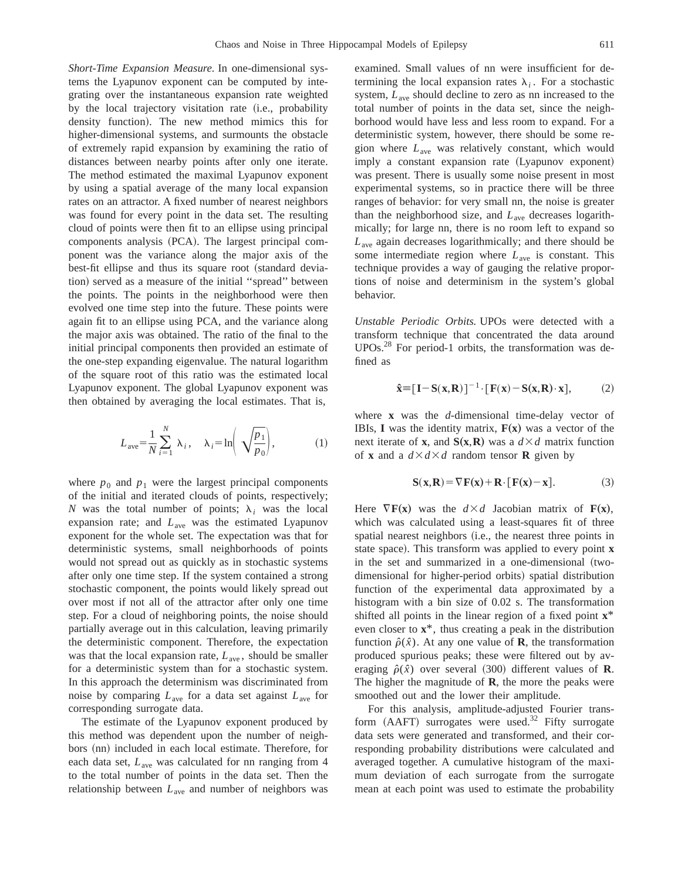*Short-Time Expansion Measure.* In one-dimensional systems the Lyapunov exponent can be computed by integrating over the instantaneous expansion rate weighted by the local trajectory visitation rate (i.e., probability density function). The new method mimics this for higher-dimensional systems, and surmounts the obstacle of extremely rapid expansion by examining the ratio of distances between nearby points after only one iterate. The method estimated the maximal Lyapunov exponent by using a spatial average of the many local expansion rates on an attractor. A fixed number of nearest neighbors was found for every point in the data set. The resulting cloud of points were then fit to an ellipse using principal components analysis (PCA). The largest principal component was the variance along the major axis of the best-fit ellipse and thus its square root (standard deviation) served as a measure of the initial "spread" between the points. The points in the neighborhood were then evolved one time step into the future. These points were again fit to an ellipse using PCA, and the variance along the major axis was obtained. The ratio of the final to the initial principal components then provided an estimate of the one-step expanding eigenvalue. The natural logarithm of the square root of this ratio was the estimated local Lyapunov exponent. The global Lyapunov exponent was then obtained by averaging the local estimates. That is,

$$L_{\mathrm{ave}}=\frac{1}{N}\sum_{i=1}^{N}\lambda_i, \quad \lambda_i=\ln\left(\sqrt{\frac{p_1}{p_0}}\right), \tag{1}$$

where $p_0$ and $p_1$ were the largest principal components of the initial and iterated clouds of points, respectively; $N$ was the total number of points; $\lambda_i$ was the local expansion rate; and $L_{\mathrm{ave}}$ was the estimated Lyapunov exponent for the whole set. The expectation was that for deterministic systems, small neighborhoods of points would not spread out as quickly as in stochastic systems after only one time step. If the system contained a strong stochastic component, the points would likely spread out over most if not all of the attractor after only one time step. For a cloud of neighboring points, the noise should partially average out in this calculation, leaving primarily the deterministic component. Therefore, the expectation was that the local expansion rate, $L_{\mathrm{ave}}$, should be smaller for a deterministic system than for a stochastic system. In this approach the determinism was discriminated from noise by comparing $L_{\mathrm{ave}}$ for a data set against $L_{\mathrm{ave}}$ for corresponding surrogate data.

The estimate of the Lyapunov exponent produced by this method was dependent upon the number of neighbors (nn) included in each local estimate. Therefore, for each data set, $L_{\mathrm{ave}}$ was calculated for nn ranging from 4 to the total number of points in the data set. Then the relationship between $L_{\mathrm{ave}}$ and number of neighbors was examined. Small values of nn were insufficient for determining the local expansion rates $\lambda_i$. For a stochastic system, $L_{\mathrm{ave}}$ should decline to zero as nn increased to the total number of points in the data set, since the neighborhood would have less and less room to expand. For a deterministic system, however, there should be some region where $L_{\mathrm{ave}}$ was relatively constant, which would imply a constant expansion rate (Lyapunov exponent) was present. There is usually some noise present in most experimental systems, so in practice there will be three ranges of behavior: for very small nn, the noise is greater than the neighborhood size, and $L_{\mathrm{ave}}$ decreases logarithmically; for large nn, there is no room left to expand so $L_{\mathrm{ave}}$ again decreases logarithmically; and there should be some intermediate region where $L_{\mathrm{ave}}$ is constant. This technique provides a way of gauging the relative proportions of noise and determinism in the system's global behavior.

*Unstable Periodic Orbits.* UPOs were detected with a transform technique that concentrated the data around UPOs.[28] For period-1 orbits, the transformation was defined as

$$\hat{\mathbf{x}}\equiv[\mathbf{I}-\mathbf{S}(\mathbf{x},\mathbf{R})]^{-1}\cdot[\mathbf{F}(\mathbf{x})-\mathbf{S}(\mathbf{x},\mathbf{R})\cdot\mathbf{x}], \tag{2}$$

where $\mathbf{x}$ was the $d$-dimensional time-delay vector of IBIs, $\mathbf{I}$ was the identity matrix, $\mathbf{F}(\mathbf{x})$ was a vector of the next iterate of $\mathbf{x}$, and $\mathbf{S}(\mathbf{x},\mathbf{R})$ was a $d\times d$ matrix function of $\mathbf{x}$ and a $d\times d\times d$ random tensor $\mathbf{R}$ given by

$$\mathbf{S}(\mathbf{x},\mathbf{R})=\nabla\mathbf{F}(\mathbf{x})+\mathbf{R}\cdot[\mathbf{F}(\mathbf{x})-\mathbf{x}]. \tag{3}$$

Here $\nabla\mathbf{F}(\mathbf{x})$ was the $d\times d$ Jacobian matrix of $\mathbf{F}(\mathbf{x})$, which was calculated using a least-squares fit of three spatial nearest neighbors (i.e., the nearest three points in state space). This transform was applied to every point $\mathbf{x}$ in the set and summarized in a one-dimensional (two-dimensional for higher-period orbits) spatial distribution function of the experimental data approximated by a histogram with a bin size of 0.02 s. The transformation shifted all points in the linear region of a fixed point $\mathbf{x}^*$ even closer to $\mathbf{x}^*$, thus creating a peak in the distribution function $\hat{\rho}(\hat{x})$. At any one value of $\mathbf{R}$, the transformation produced spurious peaks; these were filtered out by averaging $\hat{\rho}(\hat{x})$ over several (300) different values of $\mathbf{R}$. The higher the magnitude of $\mathbf{R}$, the more the peaks were smoothed out and the lower their amplitude.

For this analysis, amplitude-adjusted Fourier transform (AAFT) surrogates were used.[32] Fifty surrogate data sets were generated and transformed, and their corresponding probability distributions were calculated and averaged together. A cumulative histogram of the maximum deviation of each surrogate from the surrogate mean at each point was used to estimate the probability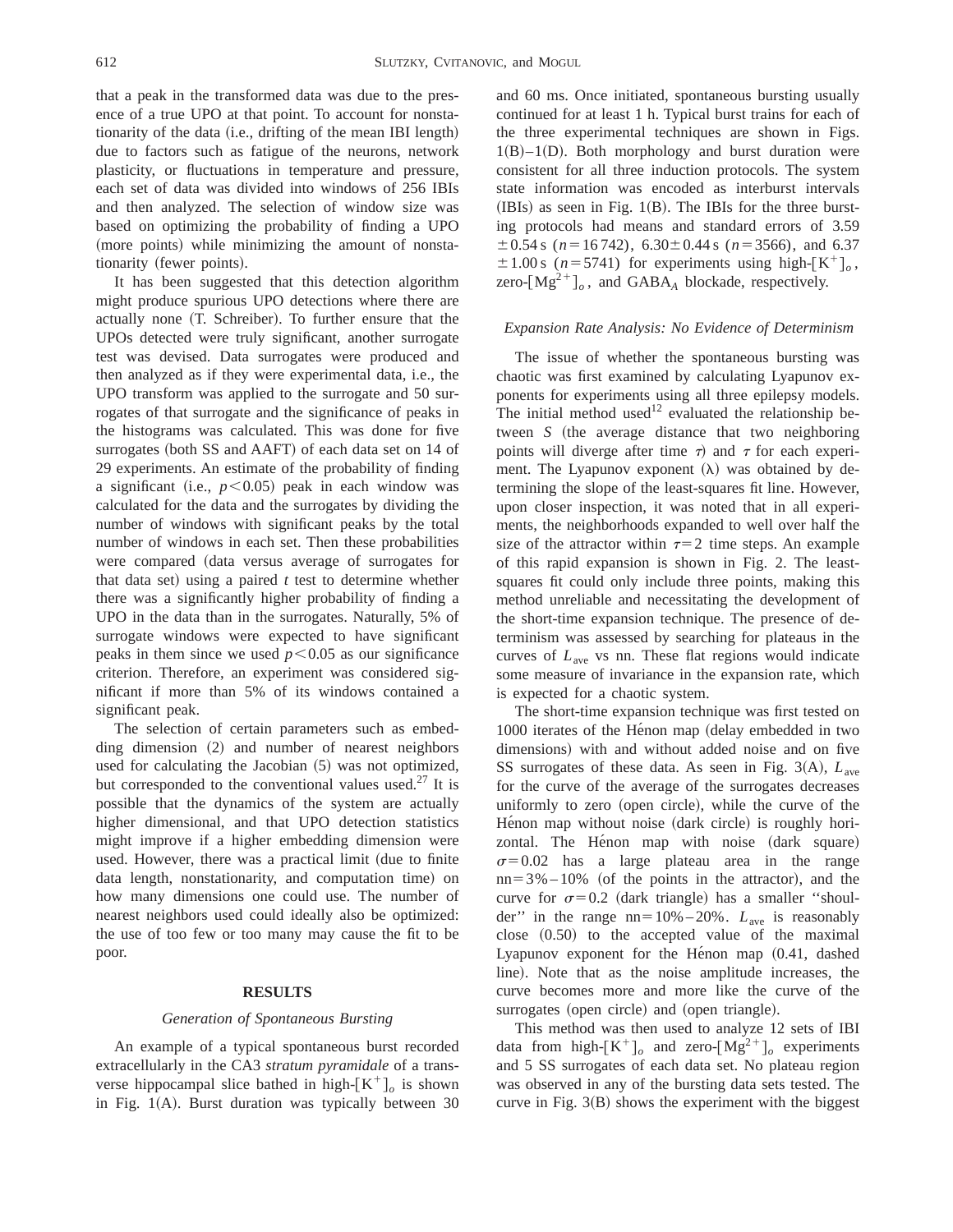that a peak in the transformed data was due to the presence of a true UPO at that point. To account for nonstationarity of the data (i.e., drifting of the mean IBI length) due to factors such as fatigue of the neurons, network plasticity, or fluctuations in temperature and pressure, each set of data was divided into windows of 256 IBIs and then analyzed. The selection of window size was based on optimizing the probability of finding a UPO (more points) while minimizing the amount of nonstationarity (fewer points).

It has been suggested that this detection algorithm might produce spurious UPO detections where there are actually none (T. Schreiber). To further ensure that the UPOs detected were truly significant, another surrogate test was devised. Data surrogates were produced and then analyzed as if they were experimental data, i.e., the UPO transform was applied to the surrogate and 50 surrogates of that surrogate and the significance of peaks in the histograms was calculated. This was done for five surrogates (both SS and AAFT) of each data set on 14 of 29 experiments. An estimate of the probability of finding a significant (i.e., $p<0.05$) peak in each window was calculated for the data and the surrogates by dividing the number of windows with significant peaks by the total number of windows in each set. Then these probabilities were compared (data versus average of surrogates for that data set) using a paired $t$ test to determine whether there was a significantly higher probability of finding a UPO in the data than in the surrogates. Naturally, 5% of surrogate windows were expected to have significant peaks in them since we used $p<0.05$ as our significance criterion. Therefore, an experiment was considered significant if more than 5% of its windows contained a significant peak.

The selection of certain parameters such as embedding dimension (2) and number of nearest neighbors used for calculating the Jacobian (5) was not optimized, but corresponded to the conventional values used.[27] It is possible that the dynamics of the system are actually higher dimensional, and that UPO detection statistics might improve if a higher embedding dimension were used. However, there was a practical limit (due to finite data length, nonstationarity, and computation time) on how many dimensions one could use. The number of nearest neighbors used could ideally also be optimized: the use of too few or too many may cause the fit to be poor.

## RESULTS

### *Generation of Spontaneous Bursting*

An example of a typical spontaneous burst recorded extracellularly in the CA3 *stratum pyramidale* of a transverse hippocampal slice bathed in high-$[K^+]_o$ is shown in Fig. 1(A). Burst duration was typically between 30 and 60 ms. Once initiated, spontaneous bursting usually continued for at least 1 h. Typical burst trains for each of the three experimental techniques are shown in Figs. 1(B)–1(D). Both morphology and burst duration were consistent for all three induction protocols. The system state information was encoded as interburst intervals (IBIs) as seen in Fig. 1(B). The IBIs for the three bursting protocols had means and standard errors of 3.59 $\pm 0.54$ s ($n=16\,742$), 6.30$\pm$0.44 s ($n=3566$), and 6.37 $\pm 1.00$ s ($n=5741$) for experiments using high-$[K^+]_o$, zero-$[Mg^{2+}]_o$, and $GABA_A$ blockade, respectively.

### *Expansion Rate Analysis: No Evidence of Determinism*

The issue of whether the spontaneous bursting was chaotic was first examined by calculating Lyapunov exponents for experiments using all three epilepsy models. The initial method used[12] evaluated the relationship between $S$ (the average distance that two neighboring points will diverge after time $\tau$) and $\tau$ for each experiment. The Lyapunov exponent ($\lambda$) was obtained by determining the slope of the least-squares fit line. However, upon closer inspection, it was noted that in all experiments, the neighborhoods expanded to well over half the size of the attractor within $\tau=2$ time steps. An example of this rapid expansion is shown in Fig. 2. The least-squares fit could only include three points, making this method unreliable and necessitating the development of the short-time expansion technique. The presence of determinism was assessed by searching for plateaus in the curves of $L_{\rm ave}$ vs nn. These flat regions would indicate some measure of invariance in the expansion rate, which is expected for a chaotic system.

The short-time expansion technique was first tested on 1000 iterates of the Hénon map (delay embedded in two dimensions) with and without added noise and on five SS surrogates of these data. As seen in Fig. 3(A), $L_{\rm ave}$ for the curve of the average of the surrogates decreases uniformly to zero (open circle), while the curve of the Hénon map without noise (dark circle) is roughly horizontal. The Hénon map with noise (dark square) $\sigma=0.02$ has a large plateau area in the range nn=3%–10% (of the points in the attractor), and the curve for $\sigma=0.2$ (dark triangle) has a smaller "shoulder" in the range nn=10%–20%. $L_{\rm ave}$ is reasonably close (0.50) to the accepted value of the maximal Lyapunov exponent for the Hénon map (0.41, dashed line). Note that as the noise amplitude increases, the curve becomes more and more like the curve of the surrogates (open circle) and (open triangle).

This method was then used to analyze 12 sets of IBI data from high-$[K^+]_o$ and zero-$[Mg^{2+}]_o$ experiments and 5 SS surrogates of each data set. No plateau region was observed in any of the bursting data sets tested. The curve in Fig. 3(B) shows the experiment with the biggest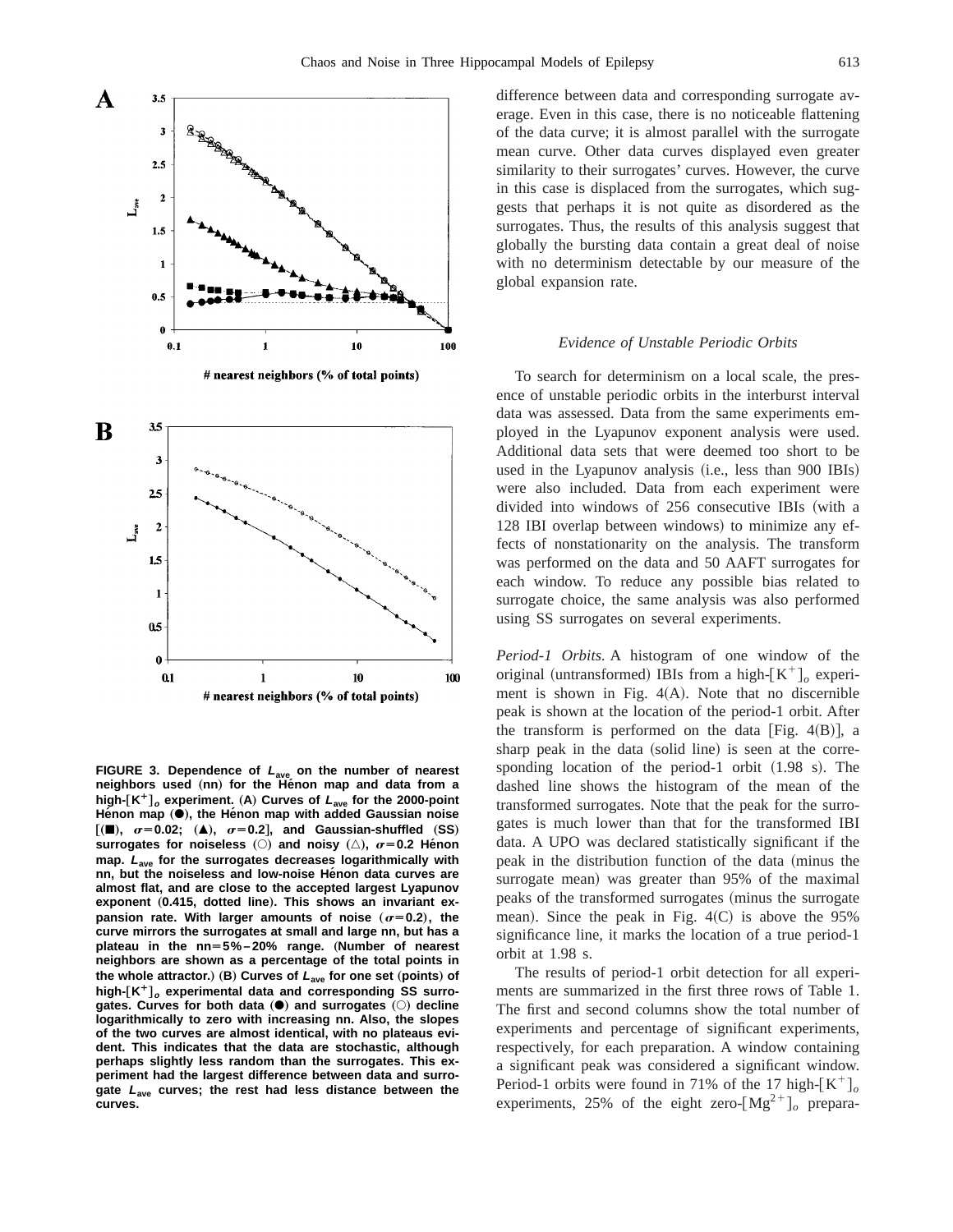**FIGURE 3. Dependence of $L_{ave}$ on the number of nearest neighbors used (nn) for the Hénon map and data from a high-$[K^+]_o$ experiment. (A) Curves of $L_{ave}$ for the 2000-point Hénon map (●), the Hénon map with added Gaussian noise [(■), $\sigma$=0.02; (▲), $\sigma$=0.2], and Gaussian-shuffled (SS) surrogates for noiseless (○) and noisy (△), $\sigma$=0.2 Hénon map. $L_{ave}$ for the surrogates decreases logarithmically with nn, but the noiseless and low-noise Hénon data curves are almost flat, and are close to the accepted largest Lyapunov exponent (0.415, dotted line). This shows an invariant expansion rate. With larger amounts of noise ($\sigma$=0.2), the curve mirrors the surrogates at small and large nn, but has a plateau in the nn=5%–20% range. (Number of nearest neighbors are shown as a percentage of the total points in the whole attractor.) (B) Curves of $L_{ave}$ for one set (points) of high-$[K^+]_o$ experimental data and corresponding SS surrogates. Curves for both data (●) and surrogates (○) decline logarithmically to zero with increasing nn. Also, the slopes of the two curves are almost identical, with no plateaus evident. This indicates that the data are stochastic, although perhaps slightly less random than the surrogates. This experiment had the largest difference between data and surrogate $L_{ave}$ curves; the rest had less distance between the curves.**

difference between data and corresponding surrogate average. Even in this case, there is no noticeable flattening of the data curve; it is almost parallel with the surrogate mean curve. Other data curves displayed even greater similarity to their surrogates' curves. However, the curve in this case is displaced from the surrogates, which suggests that perhaps it is not quite as disordered as the surrogates. Thus, the results of this analysis suggest that globally the bursting data contain a great deal of noise with no determinism detectable by our measure of the global expansion rate.

### *Evidence of Unstable Periodic Orbits*

To search for determinism on a local scale, the presence of unstable periodic orbits in the interburst interval data was assessed. Data from the same experiments employed in the Lyapunov exponent analysis were used. Additional data sets that were deemed too short to be used in the Lyapunov analysis (i.e., less than 900 IBIs) were also included. Data from each experiment were divided into windows of 256 consecutive IBIs (with a 128 IBI overlap between windows) to minimize any effects of nonstationarity on the analysis. The transform was performed on the data and 50 AAFT surrogates for each window. To reduce any possible bias related to surrogate choice, the same analysis was also performed using SS surrogates on several experiments.

*Period-1 Orbits.* A histogram of one window of the original (untransformed) IBIs from a high-$[K^+]_o$ experiment is shown in Fig. 4(A). Note that no discernible peak is shown at the location of the period-1 orbit. After the transform is performed on the data [Fig. 4(B)], a sharp peak in the data (solid line) is seen at the corresponding location of the period-1 orbit (1.98 s). The dashed line shows the histogram of the mean of the transformed surrogates. Note that the peak for the surrogates is much lower than that for the transformed IBI data. A UPO was declared statistically significant if the peak in the distribution function of the data (minus the surrogate mean) was greater than 95% of the maximal peaks of the transformed surrogates (minus the surrogate mean). Since the peak in Fig. 4(C) is above the 95% significance line, it marks the location of a true period-1 orbit at 1.98 s.

The results of period-1 orbit detection for all experiments are summarized in the first three rows of Table 1. The first and second columns show the total number of experiments and percentage of significant experiments, respectively, for each preparation. A window containing a significant peak was considered a significant window. Period-1 orbits were found in 71% of the 17 high-$[K^+]_o$ experiments, 25% of the eight zero-$[Mg^{2+}]_o$ prepara-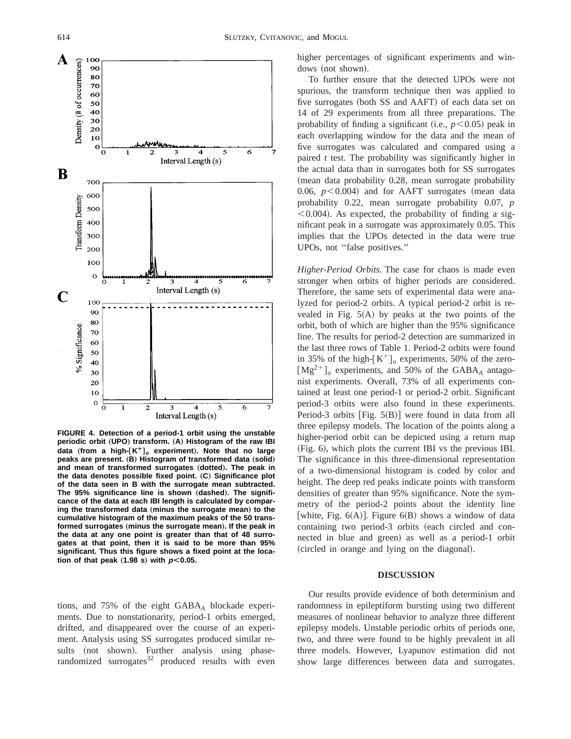**FIGURE 4. Detection of a period-1 orbit using the unstable periodic orbit (UPO) transform. (A) Histogram of the raw IBI data (from a high-$[K^+]_o$ experiment). Note that no large peaks are present. (B) Histogram of transformed data (solid) and mean of transformed surrogates (dotted). The peak in the data denotes possible fixed point. (C) Significance plot of the data seen in B with the surrogate mean subtracted. The 95% significance line is shown (dashed). The significance of the data at each IBI length is calculated by comparing the transformed data (minus the surrogate mean) to the cumulative histogram of the maximum peaks of the 50 transformed surrogates (minus the surrogate mean). If the peak in the data at any one point is greater than that of 48 surrogates at that point, then it is said to be more than 95% significant. Thus this figure shows a fixed point at the location of that peak (1.98 s) with $p<0.05$.**

tions, and 75% of the eight $GABA_A$ blockade experiments. Due to nonstationarity, period-1 orbits emerged, drifted, and disappeared over the course of an experiment. Analysis using SS surrogates produced similar results (not shown). Further analysis using phase-randomized surrogates[32] produced results with even higher percentages of significant experiments and windows (not shown).

To further ensure that the detected UPOs were not spurious, the transform technique then was applied to five surrogates (both SS and AAFT) of each data set on 14 of 29 experiments from all three preparations. The probability of finding a significant (i.e., $p<0.05$) peak in each overlapping window for the data and the mean of five surrogates was calculated and compared using a paired *t* test. The probability was significantly higher in the actual data than in surrogates both for SS surrogates (mean data probability 0.28, mean surrogate probability 0.06, $p<0.004$) and for AAFT surrogates (mean data probability 0.22, mean surrogate probability 0.07, $p<0.004$). As expected, the probability of finding a significant peak in a surrogate was approximately 0.05. This implies that the UPOs detected in the data were true UPOs, not "false positives."

*Higher-Period Orbits.* The case for chaos is made even stronger when orbits of higher periods are considered. Therefore, the same sets of experimental data were analyzed for period-2 orbits. A typical period-2 orbit is revealed in Fig. 5(A) by peaks at the two points of the orbit, both of which are higher than the 95% significance line. The results for period-2 detection are summarized in the last three rows of Table 1. Period-2 orbits were found in 35% of the high-$[K^+]_o$ experiments, 50% of the zero-$[Mg^{2+}]_o$ experiments, and 50% of the $GABA_A$ antagonist experiments. Overall, 73% of all experiments contained at least one period-1 or period-2 orbit. Significant period-3 orbits were also found in these experiments. Period-3 orbits [Fig. 5(B)] were found in data from all three epilepsy models. The location of the points along a higher-period orbit can be depicted using a return map (Fig. 6), which plots the current IBI vs the previous IBI. The significance in this three-dimensional representation of a two-dimensional histogram is coded by color and height. The deep red peaks indicate points with transform densities of greater than 95% significance. Note the symmetry of the period-2 points about the identity line [white, Fig. 6(A)]. Figure 6(B) shows a window of data containing two period-3 orbits (each circled and connected in blue and green) as well as a period-1 orbit (circled in orange and lying on the diagonal).

## DISCUSSION

Our results provide evidence of both determinism and randomness in epileptiform bursting using two different measures of nonlinear behavior to analyze three different epilepsy models. Unstable periodic orbits of periods one, two, and three were found to be highly prevalent in all three models. However, Lyapunov estimation did not show large differences between data and surrogates.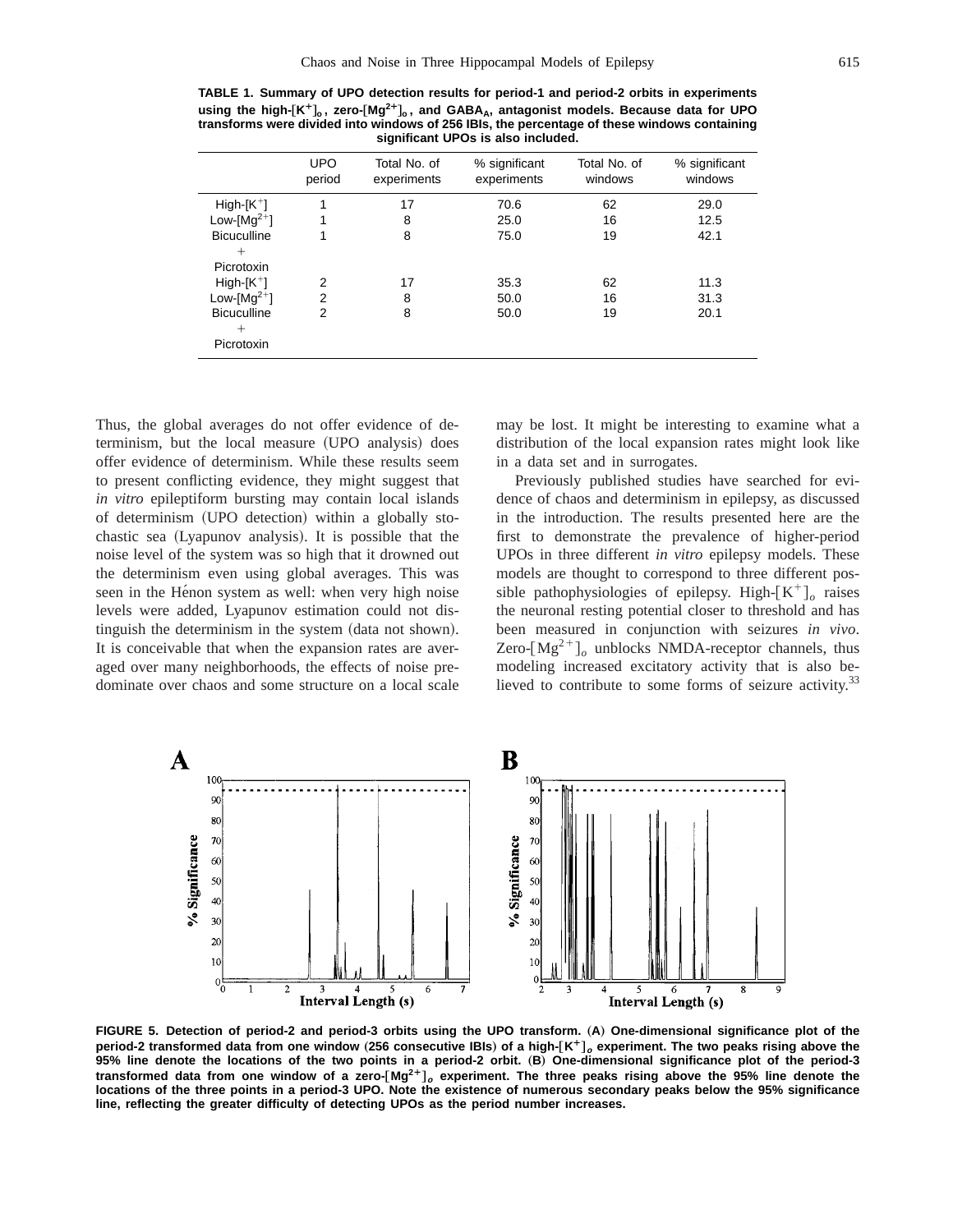**TABLE 1. Summary of UPO detection results for period-1 and period-2 orbits in experiments using the high-$[K^+]_o$, zero-$[Mg^{2+}]_o$, and $GABA_A$, antagonist models. Because data for UPO transforms were divided into windows of 256 IBIs, the percentage of these windows containing significant UPOs is also included.**

| | UPO period | Total No. of experiments | % significant experiments | Total No. of windows | % significant windows |
|---|---|---|---|---|---|
| High-$[K^+]$ | 1 | 17 | 70.6 | 62 | 29.0 |
| Low-$[Mg^{2+}]$ | 1 | 8 | 25.0 | 16 | 12.5 |
| Bicuculline + Picrotoxin | 1 | 8 | 75.0 | 19 | 42.1 |
| High-$[K^+]$ | 2 | 17 | 35.3 | 62 | 11.3 |
| Low-$[Mg^{2+}]$ | 2 | 8 | 50.0 | 16 | 31.3 |
| Bicuculline + Picrotoxin | 2 | 8 | 50.0 | 19 | 20.1 |

Thus, the global averages do not offer evidence of determinism, but the local measure (UPO analysis) does offer evidence of determinism. While these results seem to present conflicting evidence, they might suggest that *in vitro* epileptiform bursting may contain local islands of determinism (UPO detection) within a globally stochastic sea (Lyapunov analysis). It is possible that the noise level of the system was so high that it drowned out the determinism even using global averages. This was seen in the Hénon system as well: when very high noise levels were added, Lyapunov estimation could not distinguish the determinism in the system (data not shown). It is conceivable that when the expansion rates are averaged over many neighborhoods, the effects of noise predominate over chaos and some structure on a local scale may be lost. It might be interesting to examine what a distribution of the local expansion rates might look like in a data set and in surrogates.

Previously published studies have searched for evidence of chaos and determinism in epilepsy, as discussed in the introduction. The results presented here are the first to demonstrate the prevalence of higher-period UPOs in three different *in vitro* epilepsy models. These models are thought to correspond to three different possible pathophysiologies of epilepsy. High-$[K^+]_o$ raises the neuronal resting potential closer to threshold and has been measured in conjunction with seizures *in vivo*. Zero-$[Mg^{2+}]_o$ unblocks NMDA-receptor channels, thus modeling increased excitatory activity that is also believed to contribute to some forms of seizure activity.[33]

**FIGURE 5. Detection of period-2 and period-3 orbits using the UPO transform. (A) One-dimensional significance plot of the period-2 transformed data from one window (256 consecutive IBIs) of a high-$[K^+]_o$ experiment. The two peaks rising above the 95% line denote the locations of the two points in a period-2 orbit. (B) One-dimensional significance plot of the period-3 transformed data from one window of a zero-$[Mg^{2+}]_o$ experiment. The three peaks rising above the 95% line denote the locations of the three points in a period-3 UPO. Note the existence of numerous secondary peaks below the 95% significance line, reflecting the greater difficulty of detecting UPOs as the period number increases.**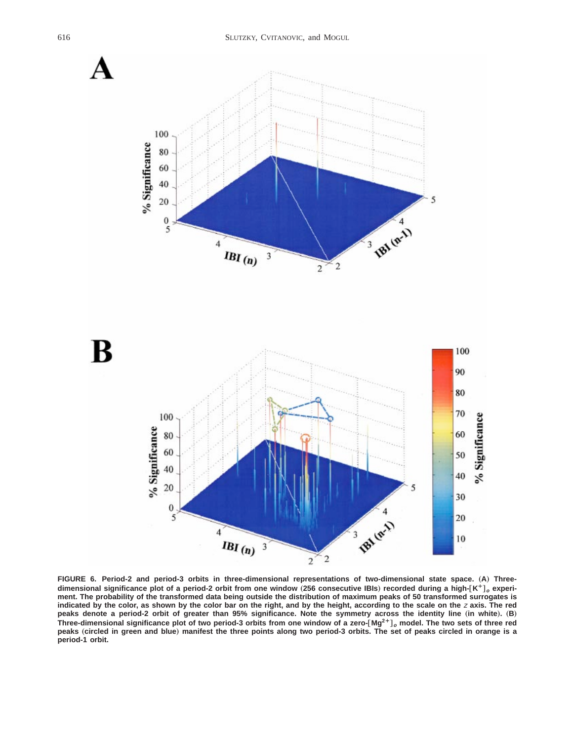**FIGURE 6. Period-2 and period-3 orbits in three-dimensional representations of two-dimensional state space. (A) Three-dimensional significance plot of a period-2 orbit from one window (256 consecutive IBIs) recorded during a high-$[K^+]_o$ experiment. The probability of the transformed data being outside the distribution of maximum peaks of 50 transformed surrogates is indicated by the color, as shown by the color bar on the right, and by the height, according to the scale on the *z* axis. The red peaks denote a period-2 orbit of greater than 95% significance. Note the symmetry across the identity line (in white). (B) Three-dimensional significance plot of two period-3 orbits from one window of a zero-$[Mg^{2+}]_o$ model. The two sets of three red peaks (circled in green and blue) manifest the three points along two period-3 orbits. The set of peaks circled in orange is a period-1 orbit.**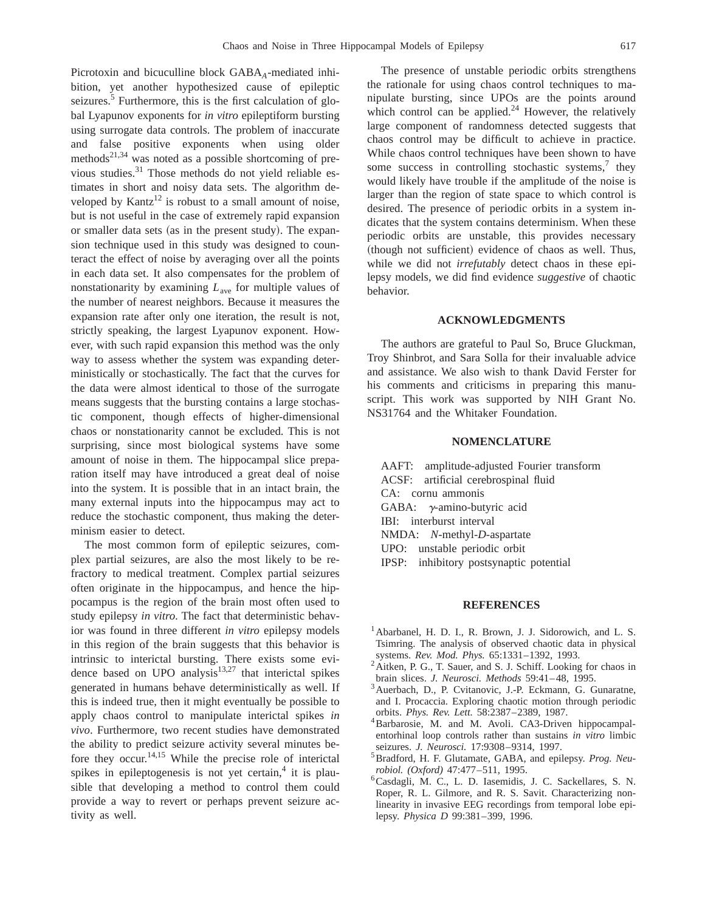Picrotoxin and bicuculline block $GABA_A$-mediated inhibition, yet another hypothesized cause of epileptic seizures.[5] Furthermore, this is the first calculation of global Lyapunov exponents for *in vitro* epileptiform bursting using surrogate data controls. The problem of inaccurate and false positive exponents when using older methods[21,34] was noted as a possible shortcoming of previous studies.[31] Those methods do not yield reliable estimates in short and noisy data sets. The algorithm developed by Kantz[12] is robust to a small amount of noise, but is not useful in the case of extremely rapid expansion or smaller data sets (as in the present study). The expansion technique used in this study was designed to counteract the effect of noise by averaging over all the points in each data set. It also compensates for the problem of nonstationarity by examining $L_{\mathrm{ave}}$ for multiple values of the number of nearest neighbors. Because it measures the expansion rate after only one iteration, the result is not, strictly speaking, the largest Lyapunov exponent. However, with such rapid expansion this method was the only way to assess whether the system was expanding deterministically or stochastically. The fact that the curves for the data were almost identical to those of the surrogate means suggests that the bursting contains a large stochastic component, though effects of higher-dimensional chaos or nonstationarity cannot be excluded. This is not surprising, since most biological systems have some amount of noise in them. The hippocampal slice preparation itself may have introduced a great deal of noise into the system. It is possible that in an intact brain, the many external inputs into the hippocampus may act to reduce the stochastic component, thus making the determinism easier to detect.

The most common form of epileptic seizures, complex partial seizures, are also the most likely to be refractory to medical treatment. Complex partial seizures often originate in the hippocampus, and hence the hippocampus is the region of the brain most often used to study epilepsy *in vitro*. The fact that deterministic behavior was found in three different *in vitro* epilepsy models in this region of the brain suggests that this behavior is intrinsic to interictal bursting. There exists some evidence based on UPO analysis[13,27] that interictal spikes generated in humans behave deterministically as well. If this is indeed true, then it might eventually be possible to apply chaos control to manipulate interictal spikes *in vivo*. Furthermore, two recent studies have demonstrated the ability to predict seizure activity several minutes before they occur.[14,15] While the precise role of interictal spikes in epileptogenesis is not yet certain,[4] it is plausible that developing a method to control them could provide a way to revert or perhaps prevent seizure activity as well.

The presence of unstable periodic orbits strengthens the rationale for using chaos control techniques to manipulate bursting, since UPOs are the points around which control can be applied.[24] However, the relatively large component of randomness detected suggests that chaos control may be difficult to achieve in practice. While chaos control techniques have been shown to have some success in controlling stochastic systems,[7] they would likely have trouble if the amplitude of the noise is larger than the region of state space to which control is desired. The presence of periodic orbits in a system indicates that the system contains determinism. When these periodic orbits are unstable, this provides necessary (though not sufficient) evidence of chaos as well. Thus, while we did not *irrefutably* detect chaos in these epilepsy models, we did find evidence *suggestive* of chaotic behavior.

## ACKNOWLEDGMENTS

The authors are grateful to Paul So, Bruce Gluckman, Troy Shinbrot, and Sara Solla for their invaluable advice and assistance. We also wish to thank David Ferster for his comments and criticisms in preparing this manuscript. This work was supported by NIH Grant No. NS31764 and the Whitaker Foundation.

## NOMENCLATURE

AAFT: amplitude-adjusted Fourier transform
ACSF: artificial cerebrospinal fluid
CA: cornu ammonis
GABA: $\gamma$-amino-butyric acid
IBI: interburst interval
NMDA: *N*-methyl-*D*-aspartate
UPO: unstable periodic orbit
IPSP: inhibitory postsynaptic potential

## REFERENCES

[1] Abarbanel, H. D. I., R. Brown, J. J. Sidorowich, and L. S. Tsimring. The analysis of observed chaotic data in physical systems. *Rev. Mod. Phys.* 65:1331–1392, 1993.

[2] Aitken, P. G., T. Sauer, and S. J. Schiff. Looking for chaos in brain slices. *J. Neurosci. Methods* 59:41–48, 1995.

[3] Auerbach, D., P. Cvitanovic, J.-P. Eckmann, G. Gunaratne, and I. Procaccia. Exploring chaotic motion through periodic orbits. *Phys. Rev. Lett.* 58:2387–2389, 1987.

[4] Barbarosie, M. and M. Avoli. CA3-Driven hippocampal-entorhinal loop controls rather than sustains *in vitro* limbic seizures. *J. Neurosci.* 17:9308–9314, 1997.

[5] Bradford, H. F. Glutamate, GABA, and epilepsy. *Prog. Neurobiol. (Oxford)* 47:477–511, 1995.

[6] Casdagli, M. C., L. D. Iasemidis, J. C. Sackellares, S. N. Roper, R. L. Gilmore, and R. S. Savit. Characterizing nonlinearity in invasive EEG recordings from temporal lobe epilepsy. *Physica D* 99:381–399, 1996.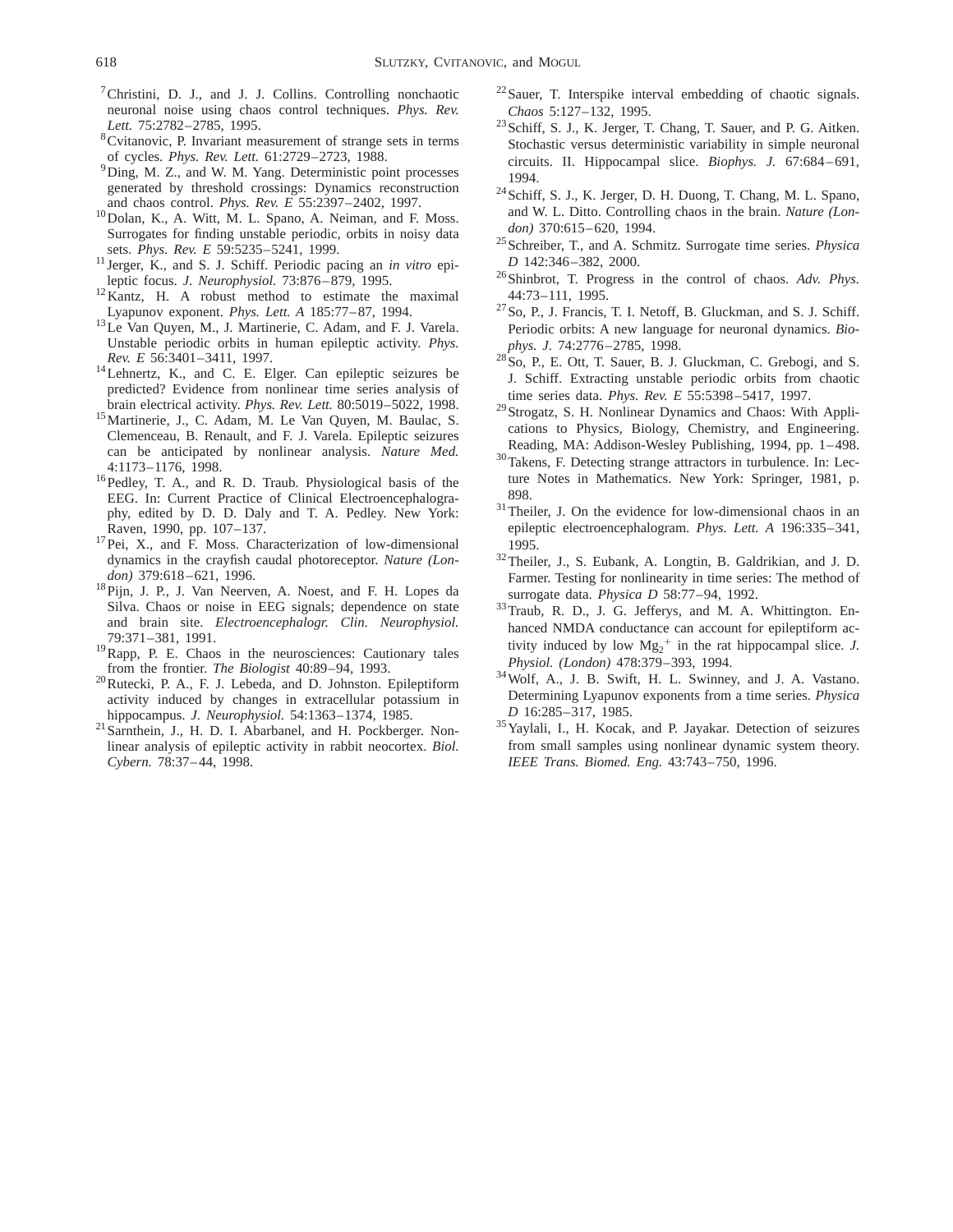[7] Christini, D. J., and J. J. Collins. Controlling nonchaotic neuronal noise using chaos control techniques. *Phys. Rev. Lett.* 75:2782–2785, 1995.

[8] Cvitanovic, P. Invariant measurement of strange sets in terms of cycles. *Phys. Rev. Lett.* 61:2729–2723, 1988.

[9] Ding, M. Z., and W. M. Yang. Deterministic point processes generated by threshold crossings: Dynamics reconstruction and chaos control. *Phys. Rev. E* 55:2397–2402, 1997.

[10] Dolan, K., A. Witt, M. L. Spano, A. Neiman, and F. Moss. Surrogates for finding unstable periodic, orbits in noisy data sets. *Phys. Rev. E* 59:5235–5241, 1999.

[11] Jerger, K., and S. J. Schiff. Periodic pacing an *in vitro* epileptic focus. *J. Neurophysiol.* 73:876–879, 1995.

[12] Kantz, H. A robust method to estimate the maximal Lyapunov exponent. *Phys. Lett. A* 185:77–87, 1994.

[13] Le Van Quyen, M., J. Martinerie, C. Adam, and F. J. Varela. Unstable periodic orbits in human epileptic activity. *Phys. Rev. E* 56:3401–3411, 1997.

[14] Lehnertz, K., and C. E. Elger. Can epileptic seizures be predicted? Evidence from nonlinear time series analysis of brain electrical activity. *Phys. Rev. Lett.* 80:5019–5022, 1998.

[15] Martinerie, J., C. Adam, M. Le Van Quyen, M. Baulac, S. Clemenceau, B. Renault, and F. J. Varela. Epileptic seizures can be anticipated by nonlinear analysis. *Nature Med.* 4:1173–1176, 1998.

[16] Pedley, T. A., and R. D. Traub. Physiological basis of the EEG. In: Current Practice of Clinical Electroencephalography, edited by D. D. Daly and T. A. Pedley. New York: Raven, 1990, pp. 107–137.

[17] Pei, X., and F. Moss. Characterization of low-dimensional dynamics in the crayfish caudal photoreceptor. *Nature (London)* 379:618–621, 1996.

[18] Pijn, J. P., J. Van Neerven, A. Noest, and F. H. Lopes da Silva. Chaos or noise in EEG signals; dependence on state and brain site. *Electroencephalogr. Clin. Neurophysiol.* 79:371–381, 1991.

[19] Rapp, P. E. Chaos in the neurosciences: Cautionary tales from the frontier. *The Biologist* 40:89–94, 1993.

[20] Rutecki, P. A., F. J. Lebeda, and D. Johnston. Epileptiform activity induced by changes in extracellular potassium in hippocampus. *J. Neurophysiol.* 54:1363–1374, 1985.

[21] Sarnthein, J., H. D. I. Abarbanel, and H. Pockberger. Nonlinear analysis of epileptic activity in rabbit neocortex. *Biol. Cybern.* 78:37–44, 1998.

[22] Sauer, T. Interspike interval embedding of chaotic signals. *Chaos* 5:127–132, 1995.

[23] Schiff, S. J., K. Jerger, T. Chang, T. Sauer, and P. G. Aitken. Stochastic versus deterministic variability in simple neuronal circuits. II. Hippocampal slice. *Biophys. J.* 67:684–691, 1994.

[24] Schiff, S. J., K. Jerger, D. H. Duong, T. Chang, M. L. Spano, and W. L. Ditto. Controlling chaos in the brain. *Nature (London)* 370:615–620, 1994.

[25] Schreiber, T., and A. Schmitz. Surrogate time series. *Physica D* 142:346–382, 2000.

[26] Shinbrot, T. Progress in the control of chaos. *Adv. Phys.* 44:73–111, 1995.

[27] So, P., J. Francis, T. I. Netoff, B. Gluckman, and S. J. Schiff. Periodic orbits: A new language for neuronal dynamics. *Biophys. J.* 74:2776–2785, 1998.

[28] So, P., E. Ott, T. Sauer, B. J. Gluckman, C. Grebogi, and S. J. Schiff. Extracting unstable periodic orbits from chaotic time series data. *Phys. Rev. E* 55:5398–5417, 1997.

[29] Strogatz, S. H. Nonlinear Dynamics and Chaos: With Applications to Physics, Biology, Chemistry, and Engineering. Reading, MA: Addison-Wesley Publishing, 1994, pp. 1–498.

[30] Takens, F. Detecting strange attractors in turbulence. In: Lecture Notes in Mathematics. New York: Springer, 1981, p. 898.

[31] Theiler, J. On the evidence for low-dimensional chaos in an epileptic electroencephalogram. *Phys. Lett. A* 196:335–341, 1995.

[32] Theiler, J., S. Eubank, A. Longtin, B. Galdrikian, and J. D. Farmer. Testing for nonlinearity in time series: The method of surrogate data. *Physica D* 58:77–94, 1992.

[33] Traub, R. D., J. G. Jefferys, and M. A. Whittington. Enhanced NMDA conductance can account for epileptiform activity induced by low $Mg_2^+$ in the rat hippocampal slice. *J. Physiol. (London)* 478:379–393, 1994.

[34] Wolf, A., J. B. Swift, H. L. Swinney, and J. A. Vastano. Determining Lyapunov exponents from a time series. *Physica D* 16:285–317, 1985.

[35] Yaylali, I., H. Kocak, and P. Jayakar. Detection of seizures from small samples using nonlinear dynamic system theory. *IEEE Trans. Biomed. Eng.* 43:743–750, 1996.